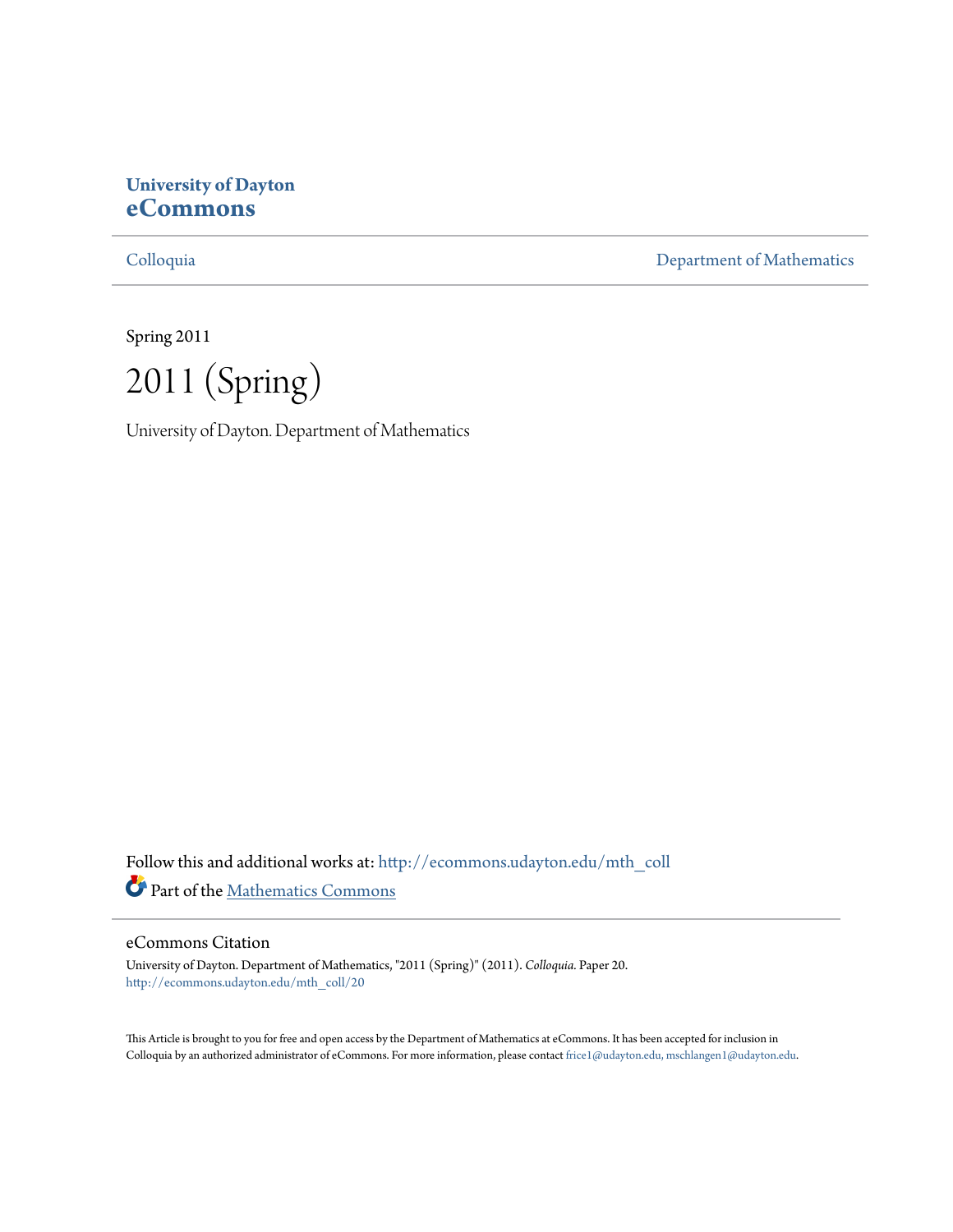**University of Dayton**
**eCommons**

Colloquia | Department of Mathematics

Spring 2011

# 2011 (Spring)

University of Dayton. Department of Mathematics

Follow this and additional works at: http://ecommons.udayton.edu/mth_coll

Part of the Mathematics Commons

## eCommons Citation

University of Dayton. Department of Mathematics, "2011 (Spring)" (2011). *Colloquia.* Paper 20.
http://ecommons.udayton.edu/mth_coll/20

This Article is brought to you for free and open access by the Department of Mathematics at eCommons. It has been accepted for inclusion in Colloquia by an authorized administrator of eCommons. For more information, please contact frice1@udayton.edu, mschlangen1@udayton.edu.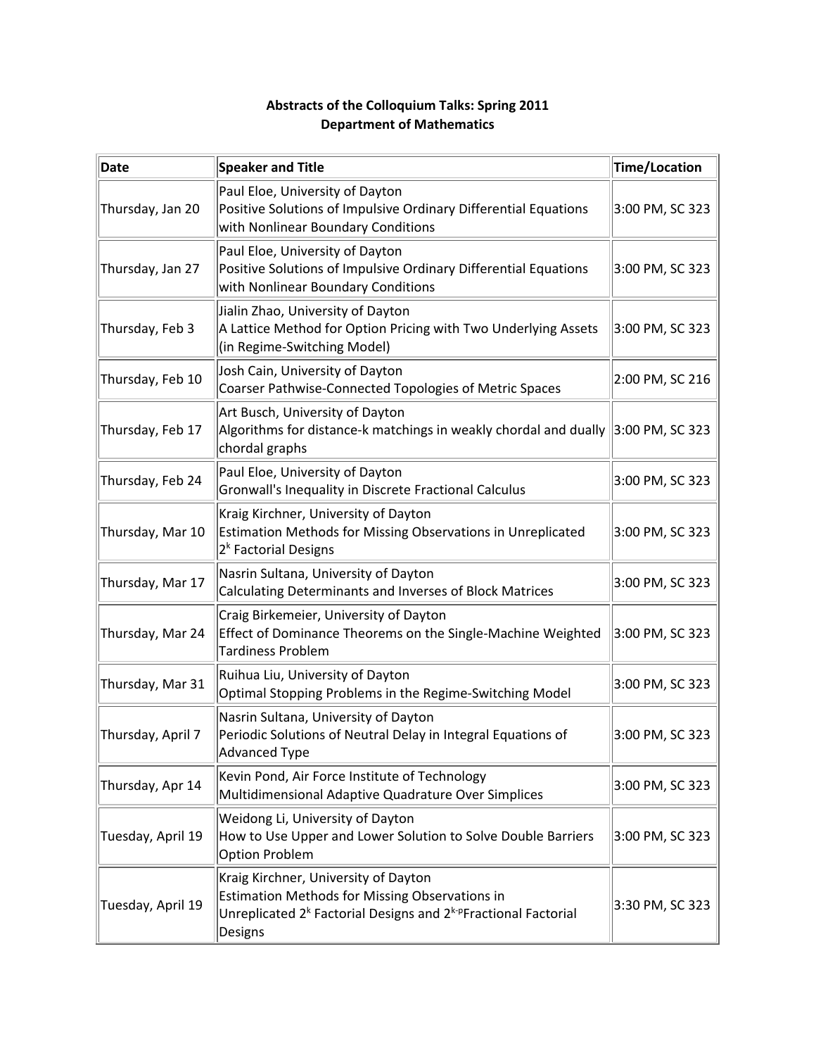**Abstracts of the Colloquium Talks: Spring 2011**
**Department of Mathematics**

| Date | Speaker and Title | Time/Location |
|---|---|---|
| Thursday, Jan 20 | Paul Eloe, University of Dayton<br>Positive Solutions of Impulsive Ordinary Differential Equations with Nonlinear Boundary Conditions | 3:00 PM, SC 323 |
| Thursday, Jan 27 | Paul Eloe, University of Dayton<br>Positive Solutions of Impulsive Ordinary Differential Equations with Nonlinear Boundary Conditions | 3:00 PM, SC 323 |
| Thursday, Feb 3 | Jialin Zhao, University of Dayton<br>A Lattice Method for Option Pricing with Two Underlying Assets (in Regime-Switching Model) | 3:00 PM, SC 323 |
| Thursday, Feb 10 | Josh Cain, University of Dayton<br>Coarser Pathwise-Connected Topologies of Metric Spaces | 2:00 PM, SC 216 |
| Thursday, Feb 17 | Art Busch, University of Dayton<br>Algorithms for distance-k matchings in weakly chordal and dually chordal graphs | 3:00 PM, SC 323 |
| Thursday, Feb 24 | Paul Eloe, University of Dayton<br>Gronwall's Inequality in Discrete Fractional Calculus | 3:00 PM, SC 323 |
| Thursday, Mar 10 | Kraig Kirchner, University of Dayton<br>Estimation Methods for Missing Observations in Unreplicated $2^k$ Factorial Designs | 3:00 PM, SC 323 |
| Thursday, Mar 17 | Nasrin Sultana, University of Dayton<br>Calculating Determinants and Inverses of Block Matrices | 3:00 PM, SC 323 |
| Thursday, Mar 24 | Craig Birkemeier, University of Dayton<br>Effect of Dominance Theorems on the Single-Machine Weighted Tardiness Problem | 3:00 PM, SC 323 |
| Thursday, Mar 31 | Ruihua Liu, University of Dayton<br>Optimal Stopping Problems in the Regime-Switching Model | 3:00 PM, SC 323 |
| Thursday, April 7 | Nasrin Sultana, University of Dayton<br>Periodic Solutions of Neutral Delay in Integral Equations of Advanced Type | 3:00 PM, SC 323 |
| Thursday, Apr 14 | Kevin Pond, Air Force Institute of Technology<br>Multidimensional Adaptive Quadrature Over Simplices | 3:00 PM, SC 323 |
| Tuesday, April 19 | Weidong Li, University of Dayton<br>How to Use Upper and Lower Solution to Solve Double Barriers Option Problem | 3:00 PM, SC 323 |
| Tuesday, April 19 | Kraig Kirchner, University of Dayton<br>Estimation Methods for Missing Observations in Unreplicated $2^k$ Factorial Designs and $2^{k-p}$Fractional Factorial Designs | 3:30 PM, SC 323 |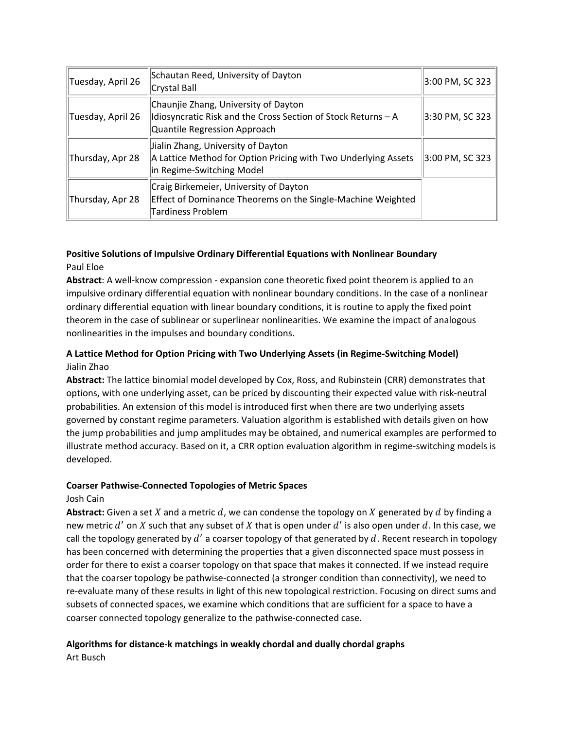| Tuesday, April 26 | Schautan Reed, University of Dayton<br>Crystal Ball | 3:00 PM, SC 323 |
|---|---|---|
| Tuesday, April 26 | Chaunjie Zhang, University of Dayton<br>Idiosyncratic Risk and the Cross Section of Stock Returns – A Quantile Regression Approach | 3:30 PM, SC 323 |
| Thursday, Apr 28 | Jialin Zhang, University of Dayton<br>A Lattice Method for Option Pricing with Two Underlying Assets in Regime-Switching Model | 3:00 PM, SC 323 |
| Thursday, Apr 28 | Craig Birkemeier, University of Dayton<br>Effect of Dominance Theorems on the Single-Machine Weighted Tardiness Problem | |

**Positive Solutions of Impulsive Ordinary Differential Equations with Nonlinear Boundary**
Paul Eloe

**Abstract**: A well-know compression - expansion cone theoretic fixed point theorem is applied to an impulsive ordinary differential equation with nonlinear boundary conditions. In the case of a nonlinear ordinary differential equation with linear boundary conditions, it is routine to apply the fixed point theorem in the case of sublinear or superlinear nonlinearities. We examine the impact of analogous nonlinearities in the impulses and boundary conditions.

**A Lattice Method for Option Pricing with Two Underlying Assets (in Regime-Switching Model)**
Jialin Zhao

**Abstract:** The lattice binomial model developed by Cox, Ross, and Rubinstein (CRR) demonstrates that options, with one underlying asset, can be priced by discounting their expected value with risk-neutral probabilities. An extension of this model is introduced first when there are two underlying assets governed by constant regime parameters. Valuation algorithm is established with details given on how the jump probabilities and jump amplitudes may be obtained, and numerical examples are performed to illustrate method accuracy. Based on it, a CRR option evaluation algorithm in regime-switching models is developed.

**Coarser Pathwise-Connected Topologies of Metric Spaces**
Josh Cain

**Abstract:** Given a set $X$ and a metric $d$, we can condense the topology on $X$ generated by $d$ by finding a new metric $d'$ on $X$ such that any subset of $X$ that is open under $d'$ is also open under $d$. In this case, we call the topology generated by $d'$ a coarser topology of that generated by $d$. Recent research in topology has been concerned with determining the properties that a given disconnected space must possess in order for there to exist a coarser topology on that space that makes it connected. If we instead require that the coarser topology be pathwise-connected (a stronger condition than connectivity), we need to re-evaluate many of these results in light of this new topological restriction. Focusing on direct sums and subsets of connected spaces, we examine which conditions that are sufficient for a space to have a coarser connected topology generalize to the pathwise-connected case.

**Algorithms for distance-k matchings in weakly chordal and dually chordal graphs**
Art Busch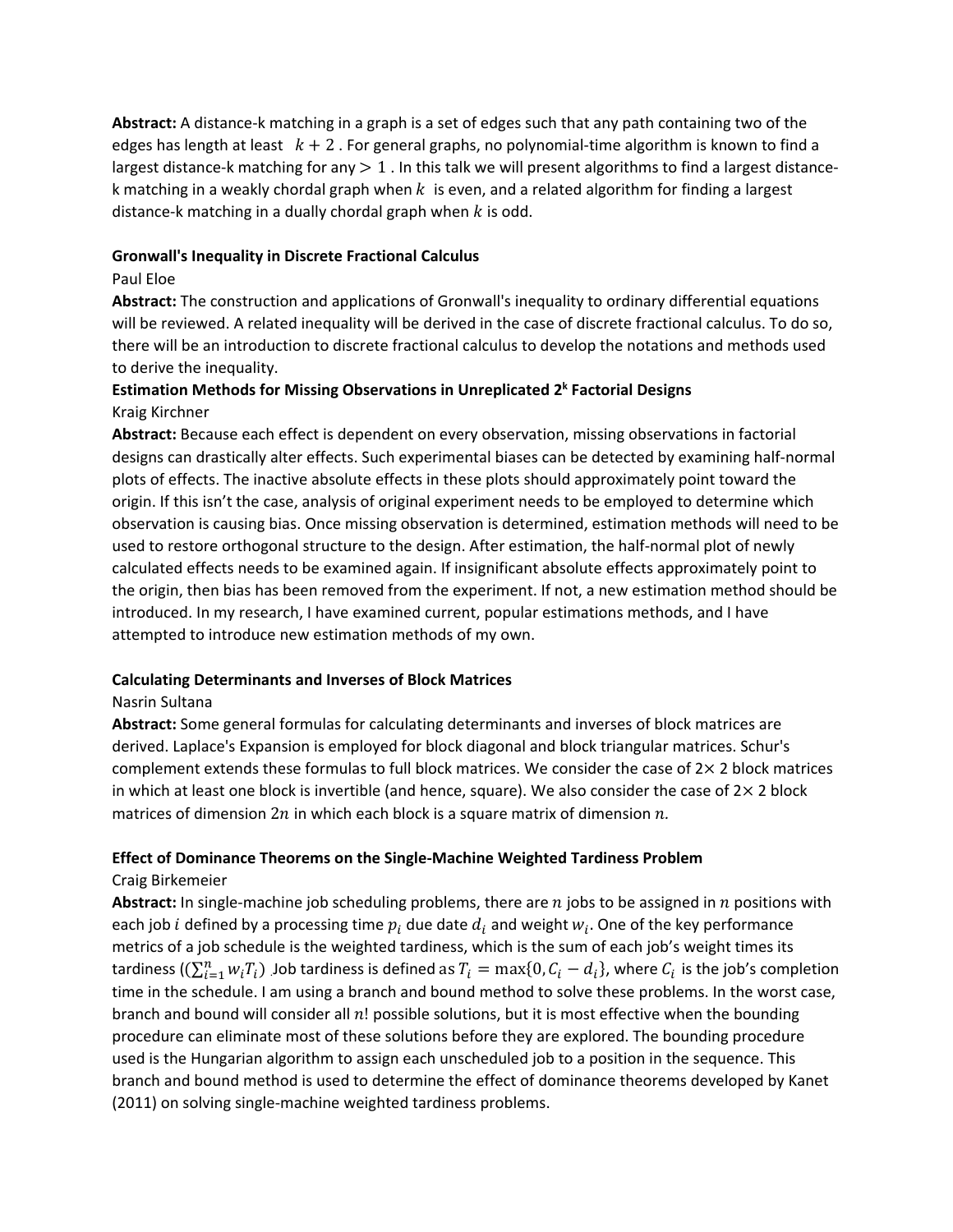**Abstract:** A distance-k matching in a graph is a set of edges such that any path containing two of the edges has length at least $k + 2$. For general graphs, no polynomial-time algorithm is known to find a largest distance-k matching for any $> 1$. In this talk we will present algorithms to find a largest distance-k matching in a weakly chordal graph when $k$ is even, and a related algorithm for finding a largest distance-k matching in a dually chordal graph when $k$ is odd.

**Gronwall's Inequality in Discrete Fractional Calculus**

Paul Eloe

**Abstract:** The construction and applications of Gronwall's inequality to ordinary differential equations will be reviewed. A related inequality will be derived in the case of discrete fractional calculus. To do so, there will be an introduction to discrete fractional calculus to develop the notations and methods used to derive the inequality.

**Estimation Methods for Missing Observations in Unreplicated $2^k$ Factorial Designs**

Kraig Kirchner

**Abstract:** Because each effect is dependent on every observation, missing observations in factorial designs can drastically alter effects. Such experimental biases can be detected by examining half-normal plots of effects. The inactive absolute effects in these plots should approximately point toward the origin. If this isn't the case, analysis of original experiment needs to be employed to determine which observation is causing bias. Once missing observation is determined, estimation methods will need to be used to restore orthogonal structure to the design. After estimation, the half-normal plot of newly calculated effects needs to be examined again. If insignificant absolute effects approximately point to the origin, then bias has been removed from the experiment. If not, a new estimation method should be introduced. In my research, I have examined current, popular estimations methods, and I have attempted to introduce new estimation methods of my own.

**Calculating Determinants and Inverses of Block Matrices**

Nasrin Sultana

**Abstract:** Some general formulas for calculating determinants and inverses of block matrices are derived. Laplace's Expansion is employed for block diagonal and block triangular matrices. Schur's complement extends these formulas to full block matrices. We consider the case of $2\times 2$ block matrices in which at least one block is invertible (and hence, square). We also consider the case of $2\times 2$ block matrices of dimension $2n$ in which each block is a square matrix of dimension $n$.

**Effect of Dominance Theorems on the Single-Machine Weighted Tardiness Problem**

Craig Birkemeier

**Abstract:** In single-machine job scheduling problems, there are $n$ jobs to be assigned in $n$ positions with each job $i$ defined by a processing time $p_i$ due date $d_i$ and weight $w_i$. One of the key performance metrics of a job schedule is the weighted tardiness, which is the sum of each job's weight times its tardiness ($(\sum_{i=1}^{n} w_i T_i)$. Job tardiness is defined as $T_i = \max\{0, C_i - d_i\}$, where $C_i$ is the job's completion time in the schedule. I am using a branch and bound method to solve these problems. In the worst case, branch and bound will consider all $n!$ possible solutions, but it is most effective when the bounding procedure can eliminate most of these solutions before they are explored. The bounding procedure used is the Hungarian algorithm to assign each unscheduled job to a position in the sequence. This branch and bound method is used to determine the effect of dominance theorems developed by Kanet (2011) on solving single-machine weighted tardiness problems.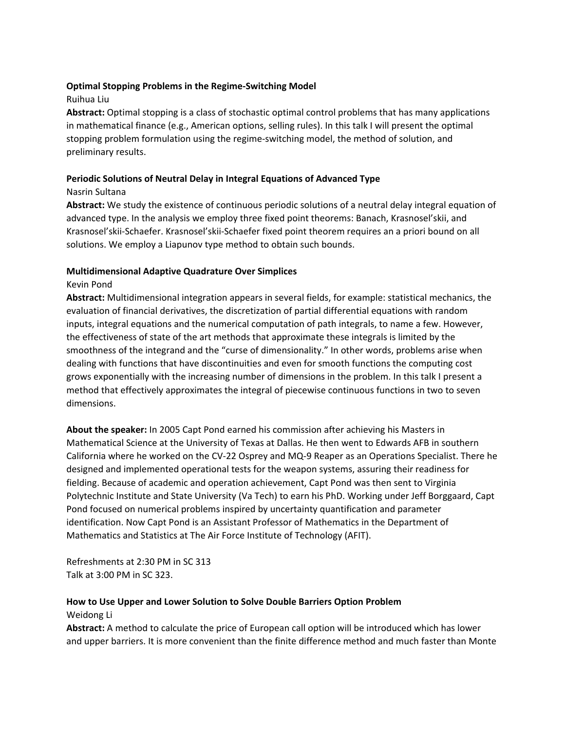**Optimal Stopping Problems in the Regime-Switching Model**

Ruihua Liu

**Abstract:** Optimal stopping is a class of stochastic optimal control problems that has many applications in mathematical finance (e.g., American options, selling rules). In this talk I will present the optimal stopping problem formulation using the regime-switching model, the method of solution, and preliminary results.

**Periodic Solutions of Neutral Delay in Integral Equations of Advanced Type**

Nasrin Sultana

**Abstract:** We study the existence of continuous periodic solutions of a neutral delay integral equation of advanced type. In the analysis we employ three fixed point theorems: Banach, Krasnosel'skii, and Krasnosel'skii-Schaefer. Krasnosel'skii-Schaefer fixed point theorem requires an a priori bound on all solutions. We employ a Liapunov type method to obtain such bounds.

**Multidimensional Adaptive Quadrature Over Simplices**

Kevin Pond

**Abstract:** Multidimensional integration appears in several fields, for example: statistical mechanics, the evaluation of financial derivatives, the discretization of partial differential equations with random inputs, integral equations and the numerical computation of path integrals, to name a few. However, the effectiveness of state of the art methods that approximate these integrals is limited by the smoothness of the integrand and the "curse of dimensionality." In other words, problems arise when dealing with functions that have discontinuities and even for smooth functions the computing cost grows exponentially with the increasing number of dimensions in the problem. In this talk I present a method that effectively approximates the integral of piecewise continuous functions in two to seven dimensions.

**About the speaker:** In 2005 Capt Pond earned his commission after achieving his Masters in Mathematical Science at the University of Texas at Dallas. He then went to Edwards AFB in southern California where he worked on the CV-22 Osprey and MQ-9 Reaper as an Operations Specialist. There he designed and implemented operational tests for the weapon systems, assuring their readiness for fielding. Because of academic and operation achievement, Capt Pond was then sent to Virginia Polytechnic Institute and State University (Va Tech) to earn his PhD. Working under Jeff Borggaard, Capt Pond focused on numerical problems inspired by uncertainty quantification and parameter identification. Now Capt Pond is an Assistant Professor of Mathematics in the Department of Mathematics and Statistics at The Air Force Institute of Technology (AFIT).

Refreshments at 2:30 PM in SC 313
Talk at 3:00 PM in SC 323.

**How to Use Upper and Lower Solution to Solve Double Barriers Option Problem**

Weidong Li

**Abstract:** A method to calculate the price of European call option will be introduced which has lower and upper barriers. It is more convenient than the finite difference method and much faster than Monte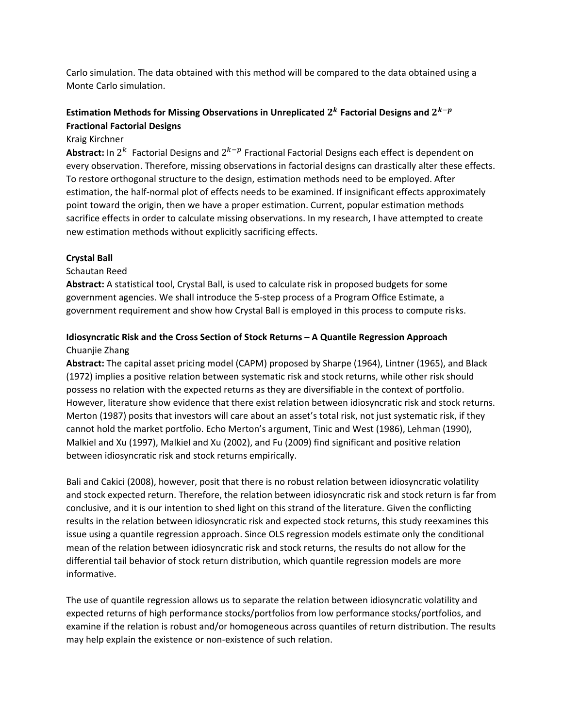Carlo simulation. The data obtained with this method will be compared to the data obtained using a Monte Carlo simulation.

**Estimation Methods for Missing Observations in Unreplicated $2^k$ Factorial Designs and $2^{k-p}$ Fractional Factorial Designs**

Kraig Kirchner

**Abstract:** In $2^k$ Factorial Designs and $2^{k-p}$ Fractional Factorial Designs each effect is dependent on every observation. Therefore, missing observations in factorial designs can drastically alter these effects. To restore orthogonal structure to the design, estimation methods need to be employed. After estimation, the half-normal plot of effects needs to be examined. If insignificant effects approximately point toward the origin, then we have a proper estimation. Current, popular estimation methods sacrifice effects in order to calculate missing observations. In my research, I have attempted to create new estimation methods without explicitly sacrificing effects.

**Crystal Ball**

Schautan Reed

**Abstract:** A statistical tool, Crystal Ball, is used to calculate risk in proposed budgets for some government agencies. We shall introduce the 5-step process of a Program Office Estimate, a government requirement and show how Crystal Ball is employed in this process to compute risks.

**Idiosyncratic Risk and the Cross Section of Stock Returns – A Quantile Regression Approach**

Chuanjie Zhang

**Abstract:** The capital asset pricing model (CAPM) proposed by Sharpe (1964), Lintner (1965), and Black (1972) implies a positive relation between systematic risk and stock returns, while other risk should possess no relation with the expected returns as they are diversifiable in the context of portfolio. However, literature show evidence that there exist relation between idiosyncratic risk and stock returns. Merton (1987) posits that investors will care about an asset's total risk, not just systematic risk, if they cannot hold the market portfolio. Echo Merton's argument, Tinic and West (1986), Lehman (1990), Malkiel and Xu (1997), Malkiel and Xu (2002), and Fu (2009) find significant and positive relation between idiosyncratic risk and stock returns empirically.

Bali and Cakici (2008), however, posit that there is no robust relation between idiosyncratic volatility and stock expected return. Therefore, the relation between idiosyncratic risk and stock return is far from conclusive, and it is our intention to shed light on this strand of the literature. Given the conflicting results in the relation between idiosyncratic risk and expected stock returns, this study reexamines this issue using a quantile regression approach. Since OLS regression models estimate only the conditional mean of the relation between idiosyncratic risk and stock returns, the results do not allow for the differential tail behavior of stock return distribution, which quantile regression models are more informative.

The use of quantile regression allows us to separate the relation between idiosyncratic volatility and expected returns of high performance stocks/portfolios from low performance stocks/portfolios, and examine if the relation is robust and/or homogeneous across quantiles of return distribution. The results may help explain the existence or non-existence of such relation.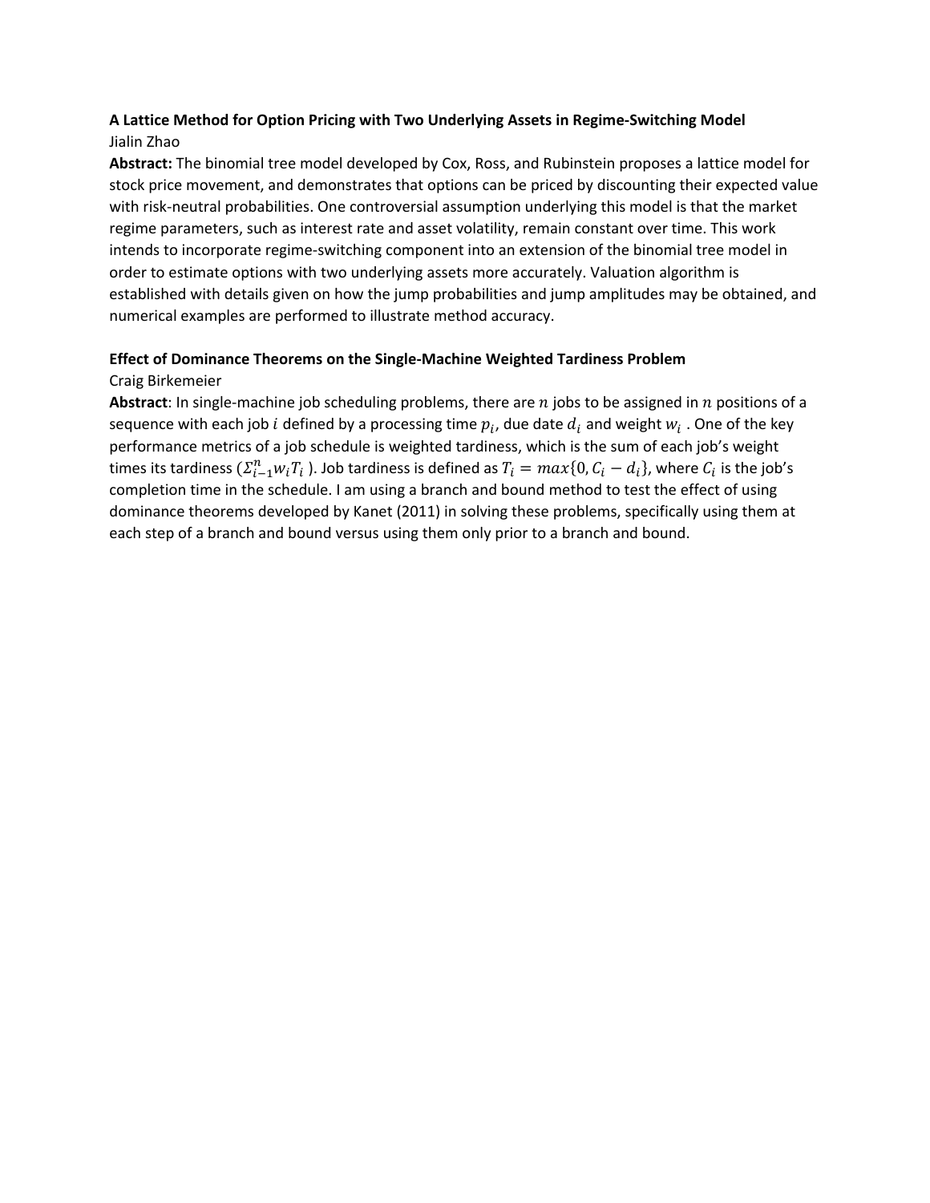**A Lattice Method for Option Pricing with Two Underlying Assets in Regime-Switching Model**

Jialin Zhao

**Abstract:** The binomial tree model developed by Cox, Ross, and Rubinstein proposes a lattice model for stock price movement, and demonstrates that options can be priced by discounting their expected value with risk-neutral probabilities. One controversial assumption underlying this model is that the market regime parameters, such as interest rate and asset volatility, remain constant over time. This work intends to incorporate regime-switching component into an extension of the binomial tree model in order to estimate options with two underlying assets more accurately. Valuation algorithm is established with details given on how the jump probabilities and jump amplitudes may be obtained, and numerical examples are performed to illustrate method accuracy.

**Effect of Dominance Theorems on the Single-Machine Weighted Tardiness Problem**

Craig Birkemeier

**Abstract**: In single-machine job scheduling problems, there are $n$ jobs to be assigned in $n$ positions of a sequence with each job $i$ defined by a processing time $p_i$, due date $d_i$ and weight $w_i$ . One of the key performance metrics of a job schedule is weighted tardiness, which is the sum of each job's weight times its tardiness ($\Sigma_{i-1}^{n} w_i T_i$ ). Job tardiness is defined as $T_i = max\{0, C_i - d_i\}$, where $C_i$ is the job's completion time in the schedule. I am using a branch and bound method to test the effect of using dominance theorems developed by Kanet (2011) in solving these problems, specifically using them at each step of a branch and bound versus using them only prior to a branch and bound.